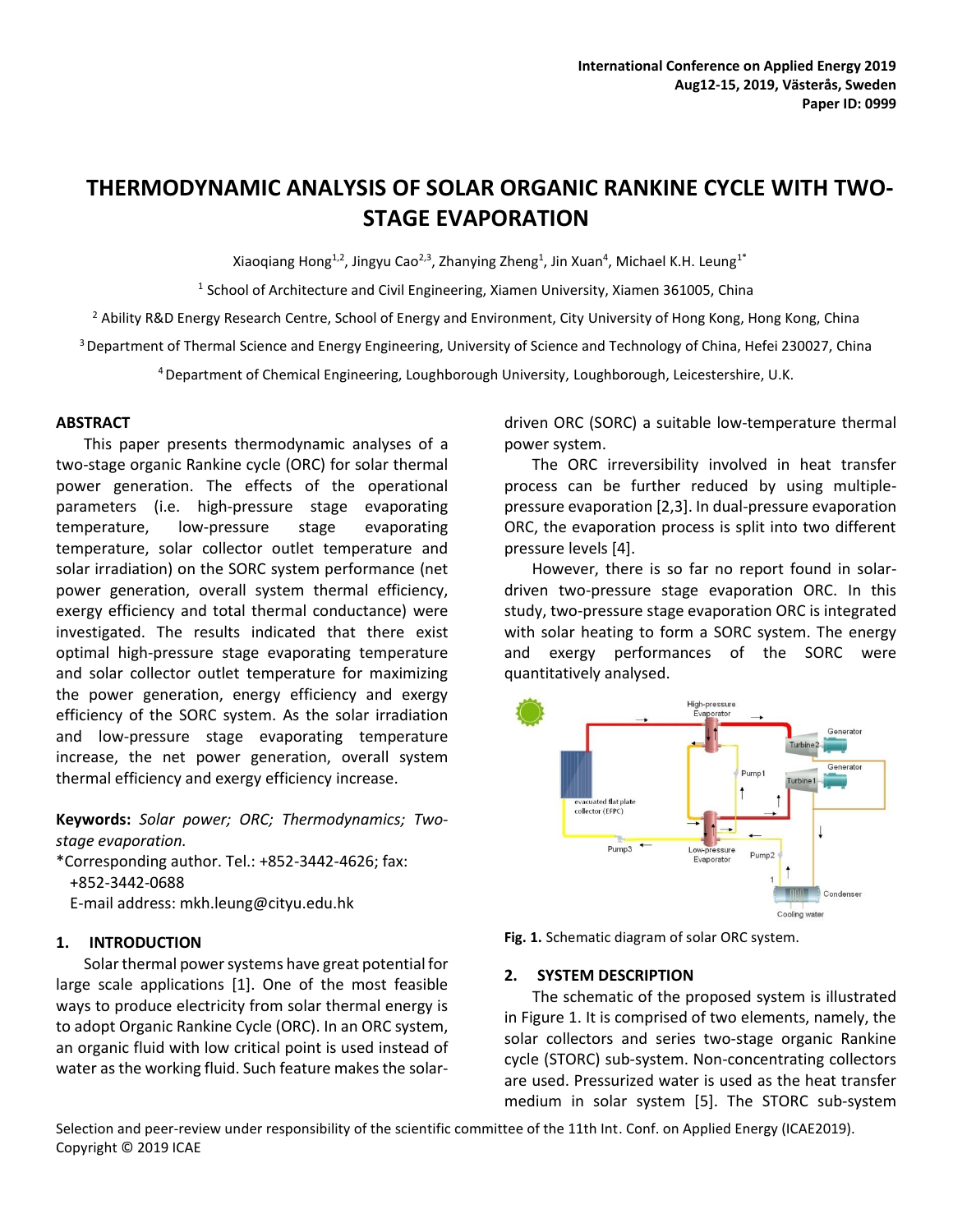# THERMODYNAMIC ANALYSIS OF SOLAR ORGANIC RANKINE CYCLE WITH TWO-STAGE EVAPORATION

Xiaoqiang Hong[1,2], Jingyu Cao[2,3], Zhanying Zheng[1], Jin Xuan[4], Michael K.H. Leung[1*]

[1] School of Architecture and Civil Engineering, Xiamen University, Xiamen 361005, China

[2] Ability R&D Energy Research Centre, School of Energy and Environment, City University of Hong Kong, Hong Kong, China

[3] Department of Thermal Science and Energy Engineering, University of Science and Technology of China, Hefei 230027, China

[4] Department of Chemical Engineering, Loughborough University, Loughborough, Leicestershire, U.K.

## ABSTRACT

This paper presents thermodynamic analyses of a two-stage organic Rankine cycle (ORC) for solar thermal power generation. The effects of the operational parameters (i.e. high-pressure stage evaporating temperature, low-pressure stage evaporating temperature, solar collector outlet temperature and solar irradiation) on the SORC system performance (net power generation, overall system thermal efficiency, exergy efficiency and total thermal conductance) were investigated. The results indicated that there exist optimal high-pressure stage evaporating temperature and solar collector outlet temperature for maximizing the power generation, energy efficiency and exergy efficiency of the SORC system. As the solar irradiation and low-pressure stage evaporating temperature increase, the net power generation, overall system thermal efficiency and exergy efficiency increase.

**Keywords:** *Solar power; ORC; Thermodynamics; Two-stage evaporation.*

*Corresponding author. Tel.: +852-3442-4626; fax: +852-3442-0688
E-mail address: mkh.leung@cityu.edu.hk

## 1. INTRODUCTION

Solar thermal power systems have great potential for large scale applications [1]. One of the most feasible ways to produce electricity from solar thermal energy is to adopt Organic Rankine Cycle (ORC). In an ORC system, an organic fluid with low critical point is used instead of water as the working fluid. Such feature makes the solar-driven ORC (SORC) a suitable low-temperature thermal power system.

The ORC irreversibility involved in heat transfer process can be further reduced by using multiple-pressure evaporation [2,3]. In dual-pressure evaporation ORC, the evaporation process is split into two different pressure levels [4].

However, there is so far no report found in solar-driven two-pressure stage evaporation ORC. In this study, two-pressure stage evaporation ORC is integrated with solar heating to form a SORC system. The energy and exergy performances of the SORC were quantitatively analysed.

**Fig. 1.** Schematic diagram of solar ORC system.

## 2. SYSTEM DESCRIPTION

The schematic of the proposed system is illustrated in Figure 1. It is comprised of two elements, namely, the solar collectors and series two-stage organic Rankine cycle (STORC) sub-system. Non-concentrating collectors are used. Pressurized water is used as the heat transfer medium in solar system [5]. The STORC sub-system

Selection and peer-review under responsibility of the scientific committee of the 11th Int. Conf. on Applied Energy (ICAE2019).
Copyright © 2019 ICAE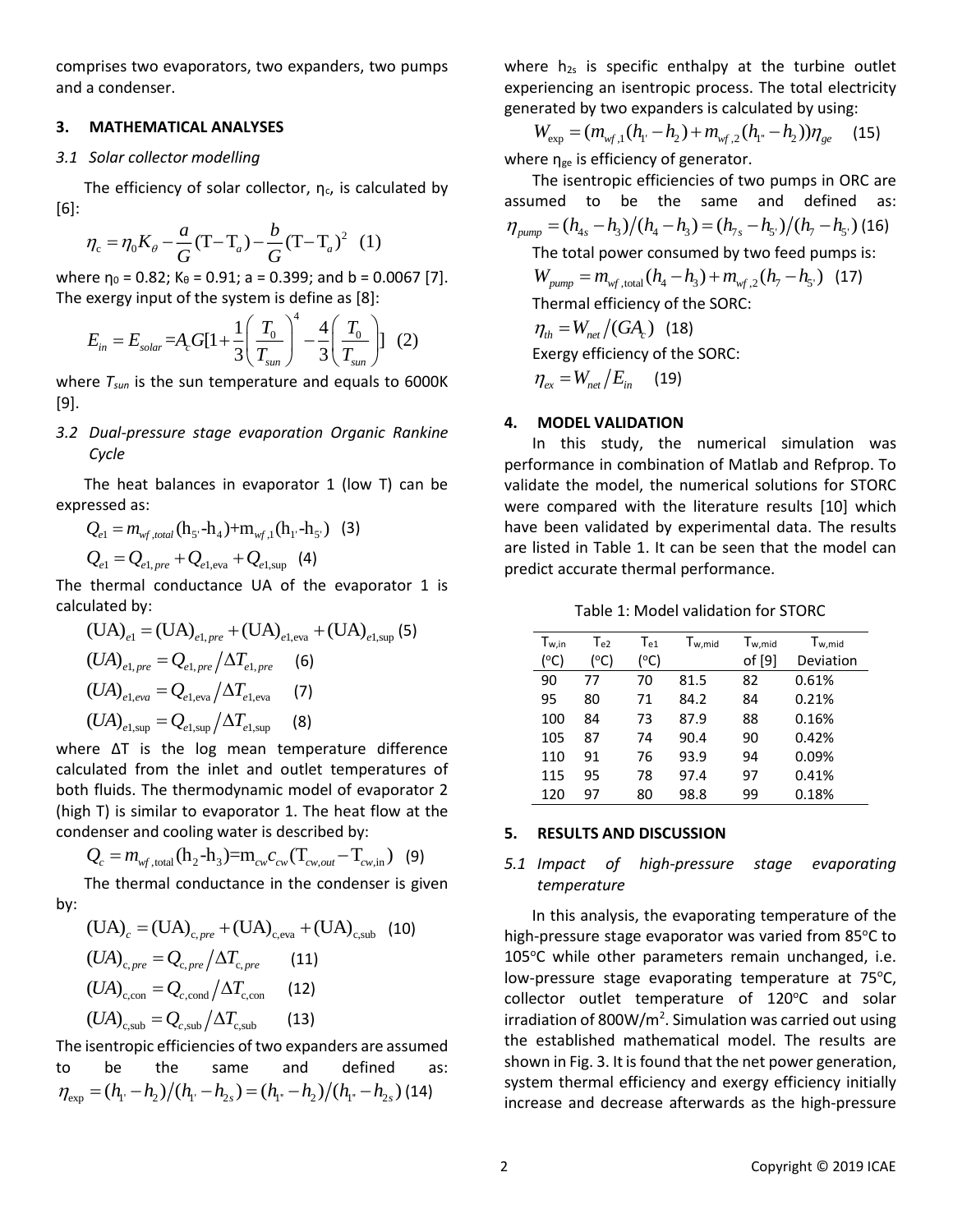comprises two evaporators, two expanders, two pumps and a condenser.

## 3. MATHEMATICAL ANALYSES

### *3.1 Solar collector modelling*

The efficiency of solar collector, $\eta_c$, is calculated by [6]:

$$\eta_c = \eta_0 K_\theta - \frac{a}{G}(T - T_a) - \frac{b}{G}(T - T_a)^2 \quad (1)$$

where $\eta_0$ = 0.82; $K_\theta$ = 0.91; a = 0.399; and b = 0.0067 [7]. The exergy input of the system is define as [8]:

$$E_{in} = E_{solar} = A_c G[1 + \frac{1}{3}\left(\frac{T_0}{T_{sun}}\right)^4 - \frac{4}{3}\left(\frac{T_0}{T_{sun}}\right)] \quad (2)$$

where $T_{sun}$ is the sun temperature and equals to 6000K [9].

### *3.2 Dual-pressure stage evaporation Organic Rankine Cycle*

The heat balances in evaporator 1 (low T) can be expressed as:

$$Q_{e1} = m_{wf,total}(h_{5'} - h_4) + m_{wf,1}(h_{1'} - h_{5'}) \quad (3)$$

$$Q_{e1} = Q_{e1,pre} + Q_{e1,eva} + Q_{e1,sup} \quad (4)$$

The thermal conductance UA of the evaporator 1 is calculated by:

$$(UA)_{e1} = (UA)_{e1,pre} + (UA)_{e1,eva} + (UA)_{e1,sup} \quad (5)$$

$$(UA)_{e1,pre} = Q_{e1,pre} / \Delta T_{e1,pre} \quad (6)$$

$$(UA)_{e1,eva} = Q_{e1,eva} / \Delta T_{e1,eva} \quad (7)$$

$$(UA)_{e1,sup} = Q_{e1,sup} / \Delta T_{e1,sup} \quad (8)$$

where ΔT is the log mean temperature difference calculated from the inlet and outlet temperatures of both fluids. The thermodynamic model of evaporator 2 (high T) is similar to evaporator 1. The heat flow at the condenser and cooling water is described by:

$$Q_c = m_{wf,total}(h_2 - h_3) = m_{cw} c_{cw}(T_{cw,out} - T_{cw,in}) \quad (9)$$

The thermal conductance in the condenser is given by:

$$(UA)_c = (UA)_{c,pre} + (UA)_{c,eva} + (UA)_{c,sub} \quad (10)$$

$$(UA)_{c,pre} = Q_{c,pre} / \Delta T_{c,pre} \quad (11)$$

$$(UA)_{c,con} = Q_{c,cond} / \Delta T_{c,con} \quad (12)$$

$$(UA)_{c,sub} = Q_{c,sub} / \Delta T_{c,sub} \quad (13)$$

The isentropic efficiencies of two expanders are assumed to be the same and defined as:

$$\eta_{exp} = (h_{1'} - h_2)/(h_{1'} - h_{2s}) = (h_{1''} - h_2)/(h_{1''} - h_{2s}) \quad (14)$$

where $h_{2s}$ is specific enthalpy at the turbine outlet experiencing an isentropic process. The total electricity generated by two expanders is calculated by using:

$$W_{exp} = (m_{wf,1}(h_{1'} - h_2) + m_{wf,2}(h_{1''} - h_2))\eta_{ge} \quad (15)$$

where $\eta_{ge}$ is efficiency of generator.

The isentropic efficiencies of two pumps in ORC are assumed to be the same and defined as:

$$\eta_{pump} = (h_{4s} - h_3)/(h_4 - h_3) = (h_{7s} - h_{5'})/(h_7 - h_{5'}) \quad (16)$$

The total power consumed by two feed pumps is:

$$W_{pump} = m_{wf,total}(h_4 - h_3) + m_{wf,2}(h_7 - h_{5'}) \quad (17)$$

Thermal efficiency of the SORC:

$$\eta_{th} = W_{net} / (GA_c) \quad (18)$$

Exergy efficiency of the SORC:

$$\eta_{ex} = W_{net} / E_{in} \quad (19)$$

## 4. MODEL VALIDATION

In this study, the numerical simulation was performance in combination of Matlab and Refprop. To validate the model, the numerical solutions for STORC were compared with the literature results [10] which have been validated by experimental data. The results are listed in Table 1. It can be seen that the model can predict accurate thermal performance.

Table 1: Model validation for STORC

| $T_{w,in}$ (°C) | $T_{e2}$ (°C) | $T_{e1}$ (°C) | $T_{w,mid}$ | $T_{w,mid}$ of [9] | $T_{w,mid}$ Deviation |
|---|---|---|---|---|---|
| 90 | 77 | 70 | 81.5 | 82 | 0.61% |
| 95 | 80 | 71 | 84.2 | 84 | 0.21% |
| 100 | 84 | 73 | 87.9 | 88 | 0.16% |
| 105 | 87 | 74 | 90.4 | 90 | 0.42% |
| 110 | 91 | 76 | 93.9 | 94 | 0.09% |
| 115 | 95 | 78 | 97.4 | 97 | 0.41% |
| 120 | 97 | 80 | 98.8 | 99 | 0.18% |

## 5. RESULTS AND DISCUSSION

### *5.1 Impact of high-pressure stage evaporating temperature*

In this analysis, the evaporating temperature of the high-pressure stage evaporator was varied from 85°C to 105°C while other parameters remain unchanged, i.e. low-pressure stage evaporating temperature at 75°C, collector outlet temperature of 120°C and solar irradiation of 800W/m². Simulation was carried out using the established mathematical model. The results are shown in Fig. 3. It is found that the net power generation, system thermal efficiency and exergy efficiency initially increase and decrease afterwards as the high-pressure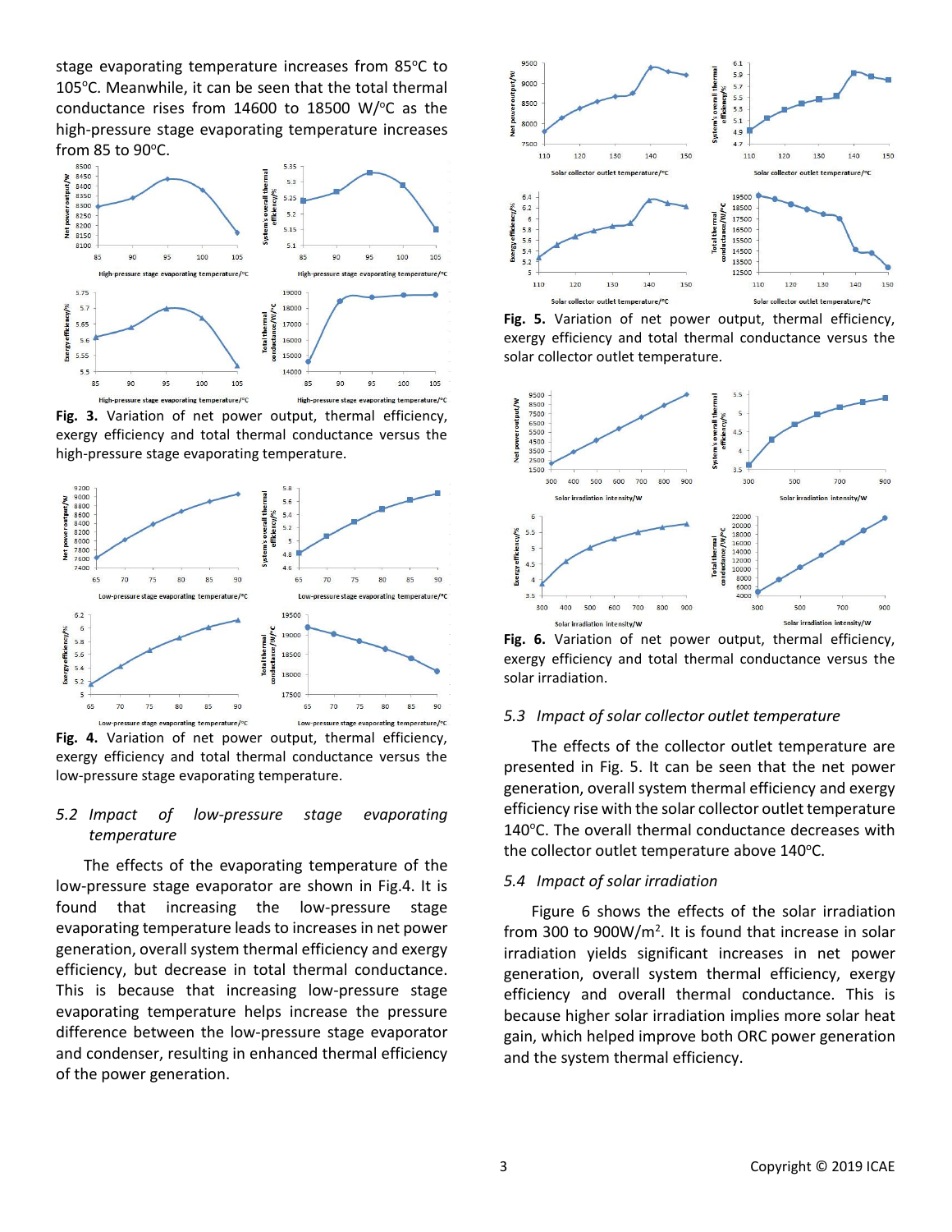stage evaporating temperature increases from 85°C to 105°C. Meanwhile, it can be seen that the total thermal conductance rises from 14600 to 18500 W/°C as the high-pressure stage evaporating temperature increases from 85 to 90°C.

**Fig. 3.** Variation of net power output, thermal efficiency, exergy efficiency and total thermal conductance versus the high-pressure stage evaporating temperature.

**Fig. 4.** Variation of net power output, thermal efficiency, exergy efficiency and total thermal conductance versus the low-pressure stage evaporating temperature.

### *5.2 Impact of low-pressure stage evaporating temperature*

The effects of the evaporating temperature of the low-pressure stage evaporator are shown in Fig.4. It is found that increasing the low-pressure stage evaporating temperature leads to increases in net power generation, overall system thermal efficiency and exergy efficiency, but decrease in total thermal conductance. This is because that increasing low-pressure stage evaporating temperature helps increase the pressure difference between the low-pressure stage evaporator and condenser, resulting in enhanced thermal efficiency of the power generation.

**Fig. 5.** Variation of net power output, thermal efficiency, exergy efficiency and total thermal conductance versus the solar collector outlet temperature.

**Fig. 6.** Variation of net power output, thermal efficiency, exergy efficiency and total thermal conductance versus the solar irradiation.

### *5.3 Impact of solar collector outlet temperature*

The effects of the collector outlet temperature are presented in Fig. 5. It can be seen that the net power generation, overall system thermal efficiency and exergy efficiency rise with the solar collector outlet temperature 140°C. The overall thermal conductance decreases with the collector outlet temperature above 140°C.

### *5.4 Impact of solar irradiation*

Figure 6 shows the effects of the solar irradiation from 300 to 900W/m$^2$. It is found that increase in solar irradiation yields significant increases in net power generation, overall system thermal efficiency, exergy efficiency and overall conductance. This is because higher solar irradiation implies more solar heat gain, which helped improve both ORC power generation and the system thermal efficiency.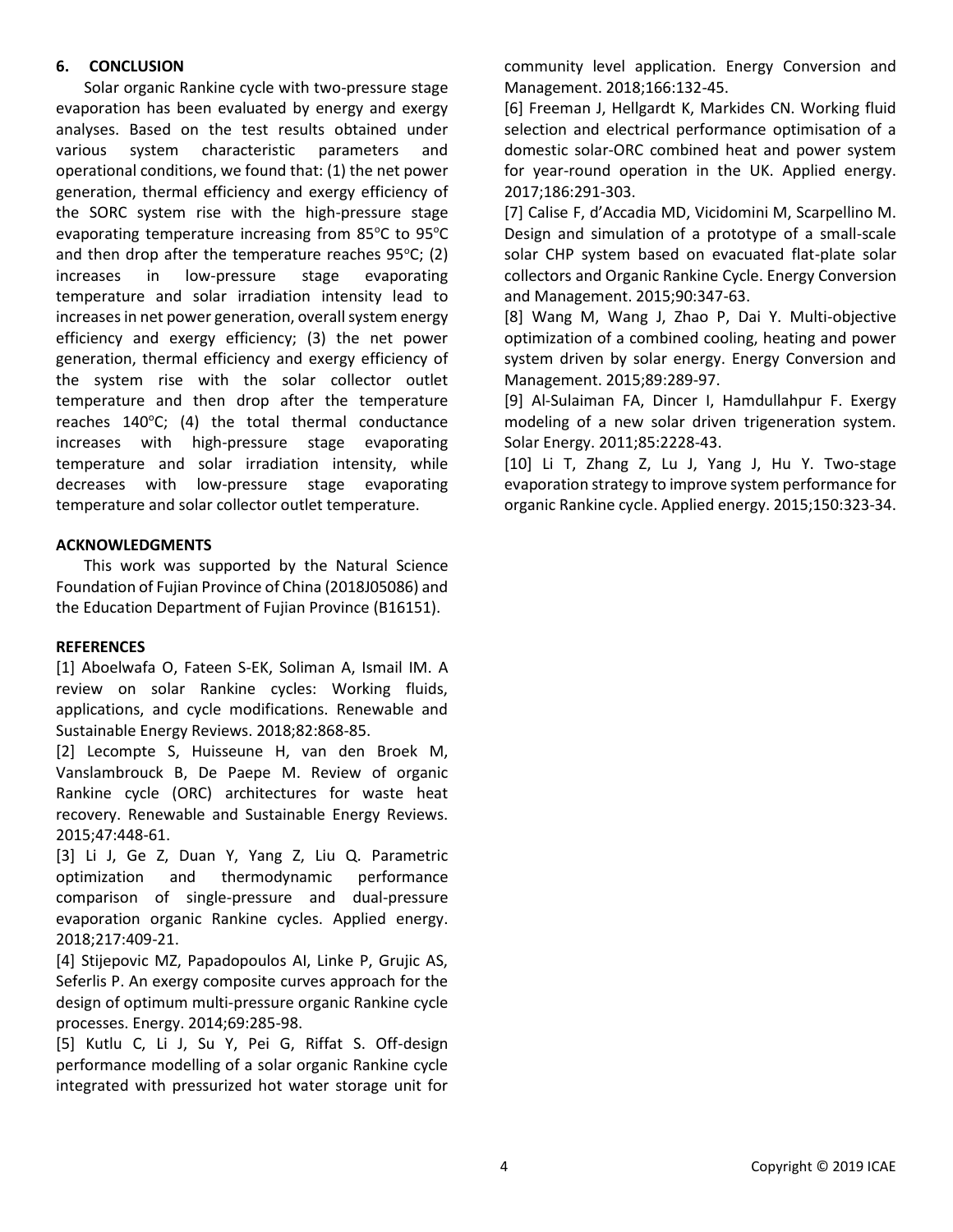## 6. CONCLUSION

Solar organic Rankine cycle with two-pressure stage evaporation has been evaluated by energy and exergy analyses. Based on the test results obtained under various system characteristic parameters and operational conditions, we found that: (1) the net power generation, thermal efficiency and exergy efficiency of the SORC system rise with the high-pressure stage evaporating temperature increasing from 85$^o$C to 95$^o$C and then drop after the temperature reaches 95$^o$C; (2) increases in low-pressure stage evaporating temperature and solar irradiation intensity lead to increases in net power generation, overall system energy efficiency and exergy efficiency; (3) the net power generation, thermal efficiency and exergy efficiency of the system rise with the solar collector outlet temperature and then drop after the temperature reaches 140$^o$C; (4) the total thermal conductance increases with high-pressure stage evaporating temperature and solar irradiation intensity, while decreases with low-pressure stage evaporating temperature and solar collector outlet temperature.

## ACKNOWLEDGMENTS

This work was supported by the Natural Science Foundation of Fujian Province of China (2018J05086) and the Education Department of Fujian Province (B16151).

## REFERENCES

[1] Aboelwafa O, Fateen S-EK, Soliman A, Ismail IM. A review on solar Rankine cycles: Working fluids, applications, and cycle modifications. Renewable and Sustainable Energy Reviews. 2018;82:868-85.

[2] Lecompte S, Huisseune H, van den Broek M, Vanslambrouck B, De Paepe M. Review of organic Rankine cycle (ORC) architectures for waste heat recovery. Renewable and Sustainable Energy Reviews. 2015;47:448-61.

[3] Li J, Ge Z, Duan Y, Yang Z, Liu Q. Parametric optimization and thermodynamic performance comparison of single-pressure and dual-pressure evaporation organic Rankine cycles. Applied energy. 2018;217:409-21.

[4] Stijepovic MZ, Papadopoulos AI, Linke P, Grujic AS, Seferlis P. An exergy composite curves approach for the design of optimum multi-pressure organic Rankine cycle processes. Energy. 2014;69:285-98.

[5] Kutlu C, Li J, Su Y, Pei G, Riffat S. Off-design performance modelling of a solar organic Rankine cycle integrated with pressurized hot water storage unit for community level application. Energy Conversion and Management. 2018;166:132-45.

[6] Freeman J, Hellgardt K, Markides CN. Working fluid selection and electrical performance optimisation of a domestic solar-ORC combined heat and power system for year-round operation in the UK. Applied energy. 2017;186:291-303.

[7] Calise F, d'Accadia MD, Vicidomini M, Scarpellino M. Design and simulation of a prototype of a small-scale solar CHP system based on evacuated flat-plate solar collectors and Organic Rankine Cycle. Energy Conversion and Management. 2015;90:347-63.

[8] Wang M, Wang J, Zhao P, Dai Y. Multi-objective optimization of a combined cooling, heating and power system driven by solar energy. Energy Conversion and Management. 2015;89:289-97.

[9] Al-Sulaiman FA, Dincer I, Hamdullahpur F. Exergy modeling of a new solar driven trigeneration system. Solar Energy. 2011;85:2228-43.

[10] Li T, Zhang Z, Lu J, Yang J, Hu Y. Two-stage evaporation strategy to improve system performance for organic Rankine cycle. Applied energy. 2015;150:323-34.